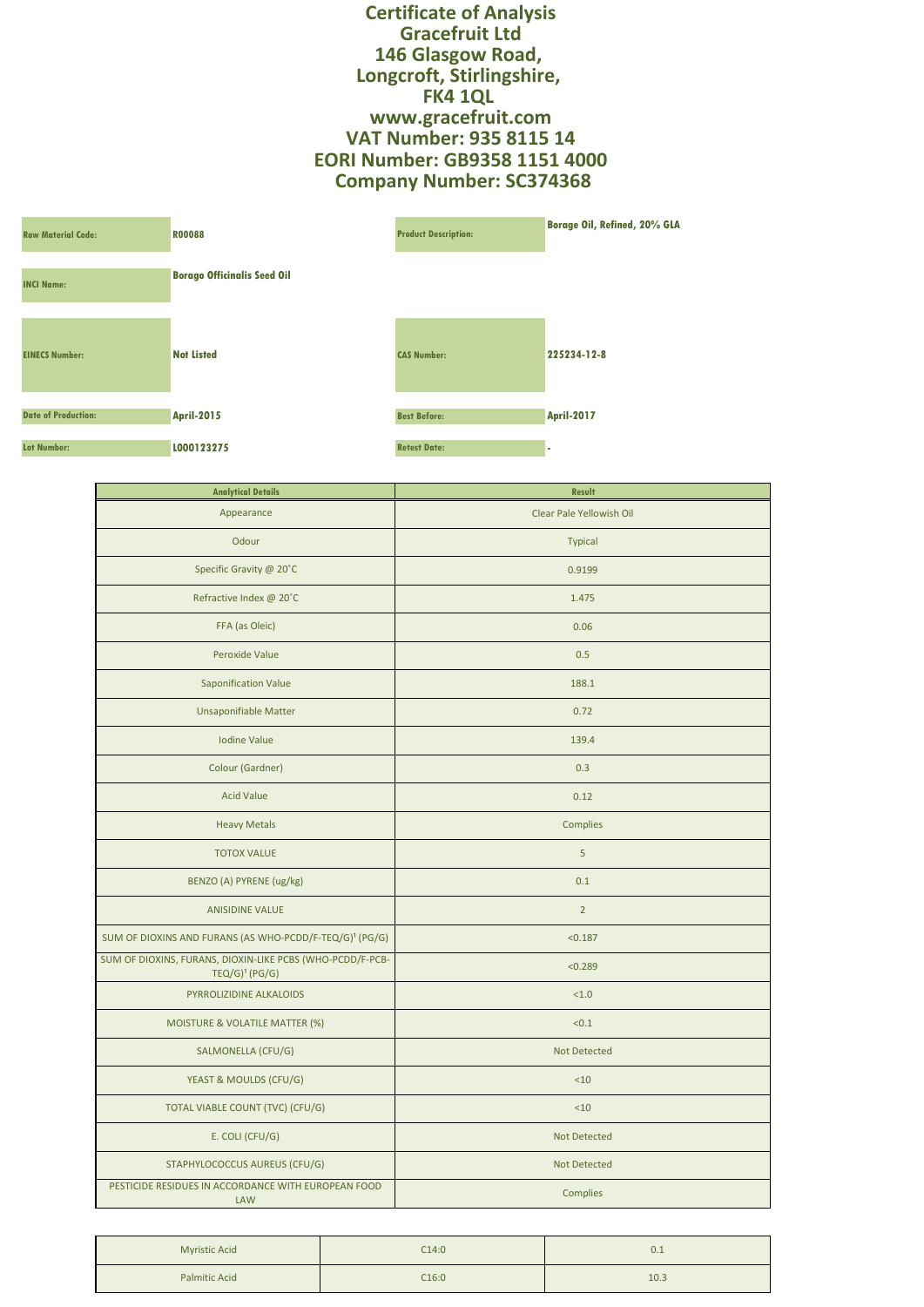# Certificate of Analysis
# Gracefruit Ltd
# 146 Glasgow Road,
# Longcroft, Stirlingshire,
# FK4 1QL
# www.gracefruit.com
# VAT Number: 935 8115 14
# EORI Number: GB9358 1151 4000
# Company Number: SC374368

| | | | |
|---|---|---|---|
| **Raw Material Code:** | **R00088** | **Product Description:** | **Borage Oil, Refined, 20% GLA** |
| **INCI Name:** | **Borago Officinalis Seed Oil** | | |
| **EINECS Number:** | **Not Listed** | **CAS Number:** | **225234-12-8** |
| **Date of Production:** | **April-2015** | **Best Before:** | **April-2017** |
| **Lot Number:** | **L000123275** | **Retest Date:** | **-** |

| Analytical Details | Result |
|---|---|
| Appearance | Clear Pale Yellowish Oil |
| Odour | Typical |
| Specific Gravity @ 20˚C | 0.9199 |
| Refractive Index @ 20˚C | 1.475 |
| FFA (as Oleic) | 0.06 |
| Peroxide Value | 0.5 |
| Saponification Value | 188.1 |
| Unsaponifiable Matter | 0.72 |
| Iodine Value | 139.4 |
| Colour (Gardner) | 0.3 |
| Acid Value | 0.12 |
| Heavy Metals | Complies |
| TOTOX VALUE | 5 |
| BENZO (A) PYRENE (ug/kg) | 0.1 |
| ANISIDINE VALUE | 2 |
| SUM OF DIOXINS AND FURANS (AS WHO-PCDD/F-TEQ/G)[1] (PG/G) | <0.187 |
| SUM OF DIOXINS, FURANS, DIOXIN-LIKE PCBS (WHO-PCDD/F-PCB-TEQ/G)[1] (PG/G) | <0.289 |
| PYRROLIZIDINE ALKALOIDS | <1.0 |
| MOISTURE & VOLATILE MATTER (%) | <0.1 |
| SALMONELLA (CFU/G) | Not Detected |
| YEAST & MOULDS (CFU/G) | <10 |
| TOTAL VIABLE COUNT (TVC) (CFU/G) | <10 |
| E. COLI (CFU/G) | Not Detected |
| STAPHYLOCOCCUS AUREUS (CFU/G) | Not Detected |
| PESTICIDE RESIDUES IN ACCORDANCE WITH EUROPEAN FOOD LAW | Complies |

| | | |
|---|---|---|
| Myristic Acid | C14:0 | 0.1 |
| Palmitic Acid | C16:0 | 10.3 |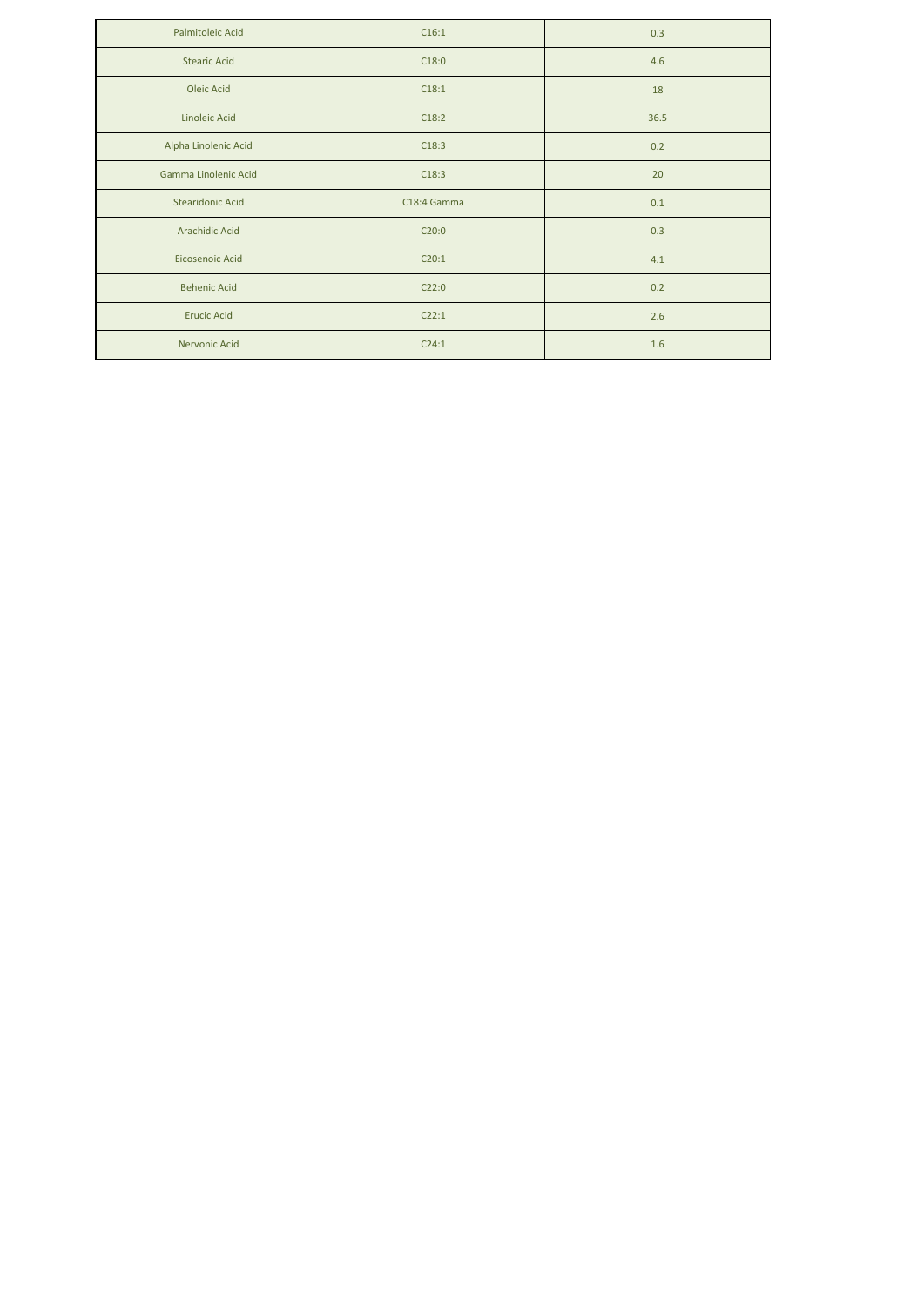| | | |
| --- | --- | --- |
| Palmitoleic Acid | C16:1 | 0.3 |
| Stearic Acid | C18:0 | 4.6 |
| Oleic Acid | C18:1 | 18 |
| Linoleic Acid | C18:2 | 36.5 |
| Alpha Linolenic Acid | C18:3 | 0.2 |
| Gamma Linolenic Acid | C18:3 | 20 |
| Stearidonic Acid | C18:4 Gamma | 0.1 |
| Arachidic Acid | C20:0 | 0.3 |
| Eicosenoic Acid | C20:1 | 4.1 |
| Behenic Acid | C22:0 | 0.2 |
| Erucic Acid | C22:1 | 2.6 |
| Nervonic Acid | C24:1 | 1.6 |